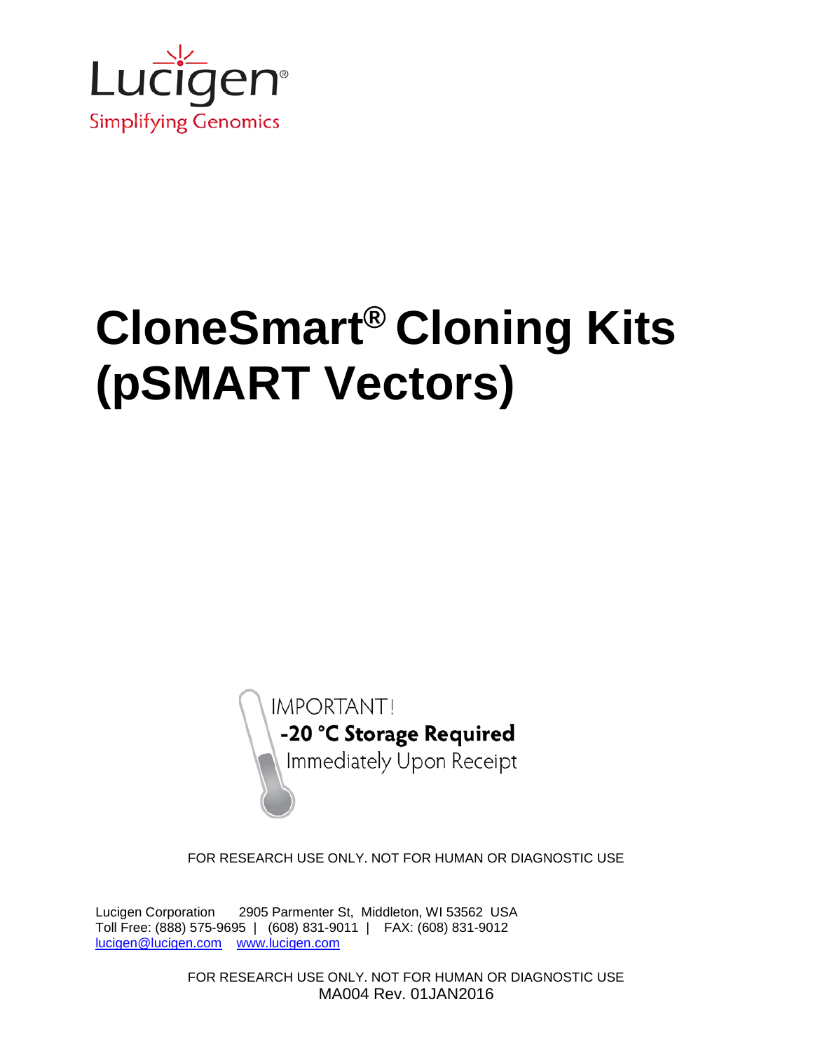Lucigen®

Simplifying Genomics

# CloneSmart® Cloning Kits (pSMART Vectors)

IMPORTANT!

**-20 °C Storage Required**

Immediately Upon Receipt

FOR RESEARCH USE ONLY. NOT FOR HUMAN OR DIAGNOSTIC USE

Lucigen Corporation 2905 Parmenter St, Middleton, WI 53562 USA
Toll Free: (888) 575-9695 | (608) 831-9011 | FAX: (608) 831-9012
lucigen@lucigen.com www.lucigen.com

FOR RESEARCH USE ONLY. NOT FOR HUMAN OR DIAGNOSTIC USE
MA004 Rev. 01JAN2016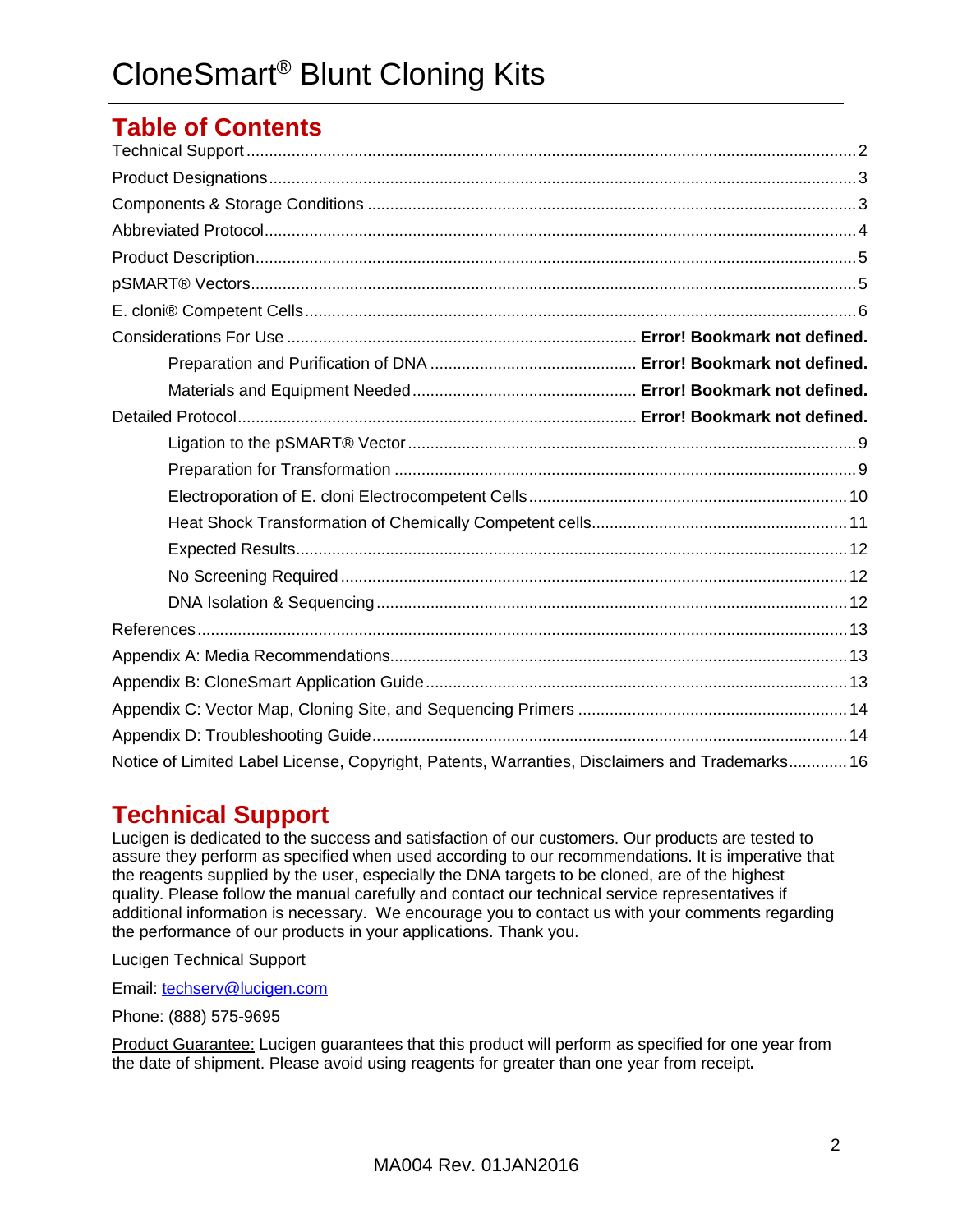# CloneSmart® Blunt Cloning Kits

## Table of Contents

Technical Support ........ 2
Product Designations ........ 3
Components & Storage Conditions ........ 3
Abbreviated Protocol ........ 4
Product Description ........ 5
pSMART® Vectors ........ 5
E. cloni® Competent Cells ........ 6
Considerations For Use ........ **Error! Bookmark not defined.**
    Preparation and Purification of DNA ........ **Error! Bookmark not defined.**
    Materials and Equipment Needed ........ **Error! Bookmark not defined.**
Detailed Protocol ........ **Error! Bookmark not defined.**
    Ligation to the pSMART® Vector ........ 9
    Preparation for Transformation ........ 9
    Electroporation of E. cloni Electrocompetent Cells ........ 10
    Heat Shock Transformation of Chemically Competent cells ........ 11
    Expected Results ........ 12
    No Screening Required ........ 12
    DNA Isolation & Sequencing ........ 12
References ........ 13
Appendix A: Media Recommendations ........ 13
Appendix B: CloneSmart Application Guide ........ 13
Appendix C: Vector Map, Cloning Site, and Sequencing Primers ........ 14
Appendix D: Troubleshooting Guide ........ 14
Notice of Limited Label License, Copyright, Patents, Warranties, Disclaimers and Trademarks ........ 16

## Technical Support

Lucigen is dedicated to the success and satisfaction of our customers. Our products are tested to assure they perform as specified when used according to our recommendations. It is imperative that the reagents supplied by the user, especially the DNA targets to be cloned, are of the highest quality. Please follow the manual carefully and contact our technical service representatives if additional information is necessary. We encourage you to contact us with your comments regarding the performance of our products in your applications. Thank you.

Lucigen Technical Support

Email: techserv@lucigen.com

Phone: (888) 575-9695

Product Guarantee: Lucigen guarantees that this product will perform as specified for one year from the date of shipment. Please avoid using reagents for greater than one year from receipt**.**

MA004 Rev. 01JAN2016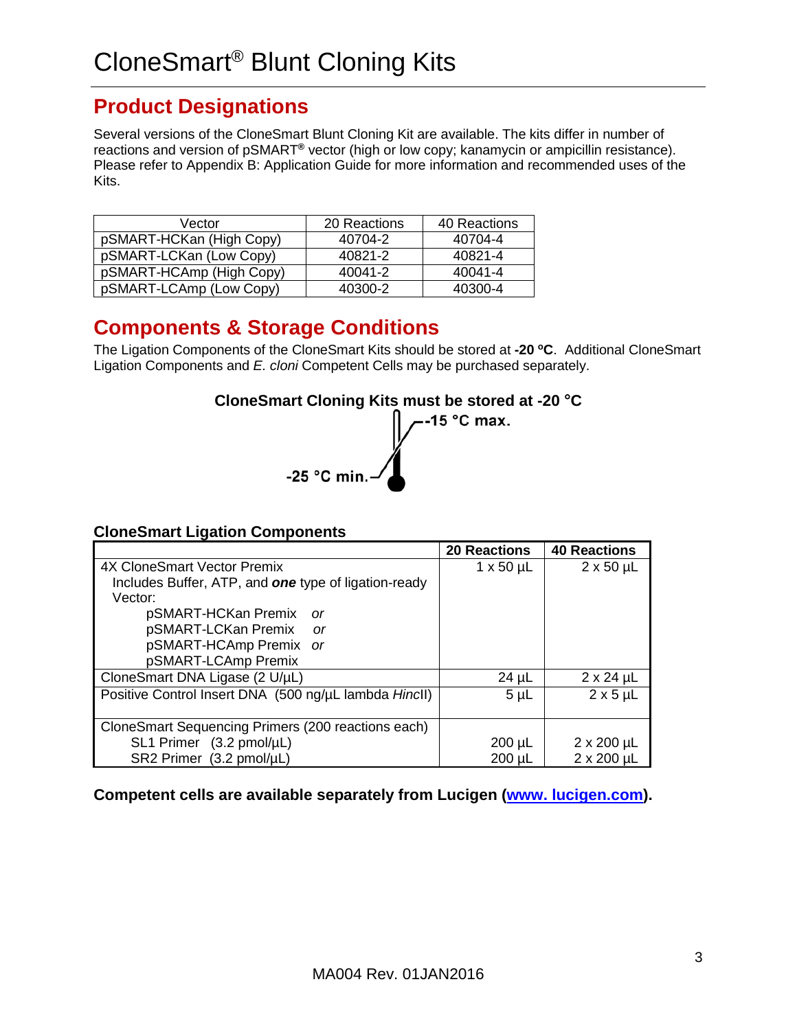# CloneSmart® Blunt Cloning Kits

## Product Designations

Several versions of the CloneSmart Blunt Cloning Kit are available. The kits differ in number of reactions and version of pSMART® vector (high or low copy; kanamycin or ampicillin resistance). Please refer to Appendix B: Application Guide for more information and recommended uses of the Kits.

| Vector | 20 Reactions | 40 Reactions |
|---|---|---|
| pSMART-HCKan (High Copy) | 40704-2 | 40704-4 |
| pSMART-LCKan (Low Copy) | 40821-2 | 40821-4 |
| pSMART-HCAmp (High Copy) | 40041-2 | 40041-4 |
| pSMART-LCAmp (Low Copy) | 40300-2 | 40300-4 |

## Components & Storage Conditions

The Ligation Components of the CloneSmart Kits should be stored at **-20 ºC**. Additional CloneSmart Ligation Components and *E. cloni* Competent Cells may be purchased separately.

**CloneSmart Cloning Kits must be stored at -20 °C**

**-15 °C max.**

**-25 °C min.**

**CloneSmart Ligation Components**

| | 20 Reactions | 40 Reactions |
|---|---|---|
| 4X CloneSmart Vector Premix<br>Includes Buffer, ATP, and ***one*** type of ligation-ready Vector:<br>pSMART-HCKan Premix *or*<br>pSMART-LCKan Premix *or*<br>pSMART-HCAmp Premix *or*<br>pSMART-LCAmp Premix | 1 x 50 µL | 2 x 50 µL |
| CloneSmart DNA Ligase (2 U/µL) | 24 µL | 2 x 24 µL |
| Positive Control Insert DNA (500 ng/µL lambda *Hinc*II) | 5 µL | 2 x 5 µL |
| CloneSmart Sequencing Primers (200 reactions each)<br>SL1 Primer (3.2 pmol/µL)<br>SR2 Primer (3.2 pmol/µL) | <br>200 µL<br>200 µL | <br>2 x 200 µL<br>2 x 200 µL |

**Competent cells are available separately from Lucigen (www. lucigen.com).**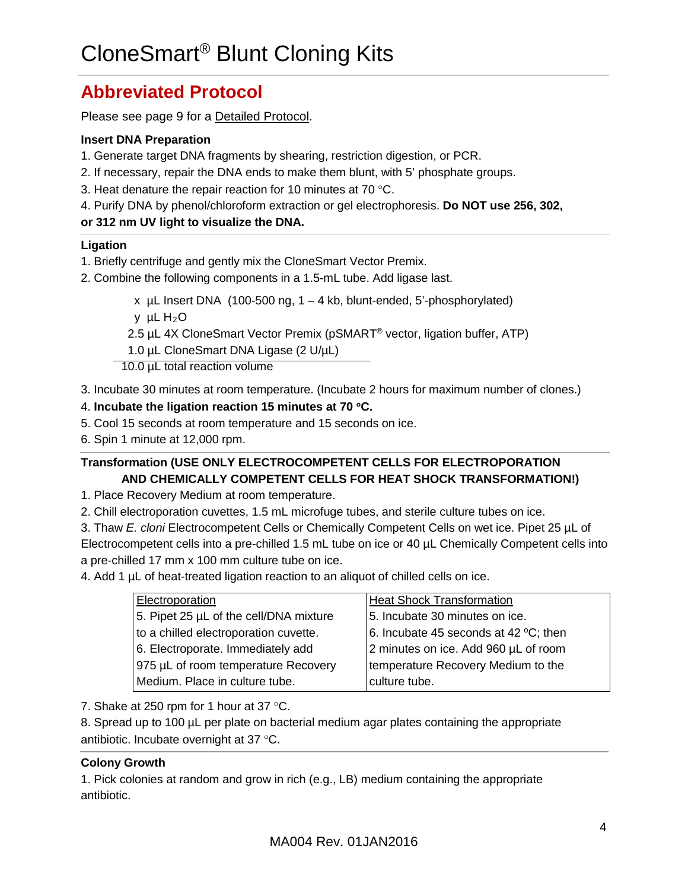# CloneSmart® Blunt Cloning Kits

## Abbreviated Protocol

Please see page 9 for a Detailed Protocol.

**Insert DNA Preparation**

1. Generate target DNA fragments by shearing, restriction digestion, or PCR.
2. If necessary, repair the DNA ends to make them blunt, with 5' phosphate groups.
3. Heat denature the repair reaction for 10 minutes at 70 °C.
4. Purify DNA by phenol/chloroform extraction or gel electrophoresis. **Do NOT use 256, 302, or 312 nm UV light to visualize the DNA.**

**Ligation**

1. Briefly centrifuge and gently mix the CloneSmart Vector Premix.
2. Combine the following components in a 1.5-mL tube. Add ligase last.

   x µL Insert DNA (100-500 ng, 1 – 4 kb, blunt-ended, 5'-phosphorylated)
   y µL $H_2O$
   2.5 µL 4X CloneSmart Vector Premix (pSMART® vector, ligation buffer, ATP)
   1.0 µL CloneSmart DNA Ligase (2 U/µL)
   10.0 µL total reaction volume

3. Incubate 30 minutes at room temperature. (Incubate 2 hours for maximum number of clones.)
4. **Incubate the ligation reaction 15 minutes at 70 °C.**
5. Cool 15 seconds at room temperature and 15 seconds on ice.
6. Spin 1 minute at 12,000 rpm.

**Transformation (USE ONLY ELECTROCOMPETENT CELLS FOR ELECTROPORATION AND CHEMICALLY COMPETENT CELLS FOR HEAT SHOCK TRANSFORMATION!)**

1. Place Recovery Medium at room temperature.
2. Chill electroporation cuvettes, 1.5 mL microfuge tubes, and sterile culture tubes on ice.
3. Thaw *E. cloni* Electrocompetent Cells or Chemically Competent Cells on wet ice. Pipet 25 µL of Electrocompetent cells into a pre-chilled 1.5 mL tube on ice or 40 µL Chemically Competent cells into a pre-chilled 17 mm x 100 mm culture tube on ice.
4. Add 1 µL of heat-treated ligation reaction to an aliquot of chilled cells on ice.

| Electroporation | Heat Shock Transformation |
|---|---|
| 5. Pipet 25 µL of the cell/DNA mixture to a chilled electroporation cuvette. 6. Electroporate. Immediately add 975 µL of room temperature Recovery Medium. Place in culture tube. | 5. Incubate 30 minutes on ice. 6. Incubate 45 seconds at 42 °C; then 2 minutes on ice. Add 960 µL of room temperature Recovery Medium to the culture tube. |

7. Shake at 250 rpm for 1 hour at 37 °C.
8. Spread up to 100 µL per plate on bacterial medium agar plates containing the appropriate antibiotic. Incubate overnight at 37 °C.

**Colony Growth**

1. Pick colonies at random and grow in rich (e.g., LB) medium containing the appropriate antibiotic.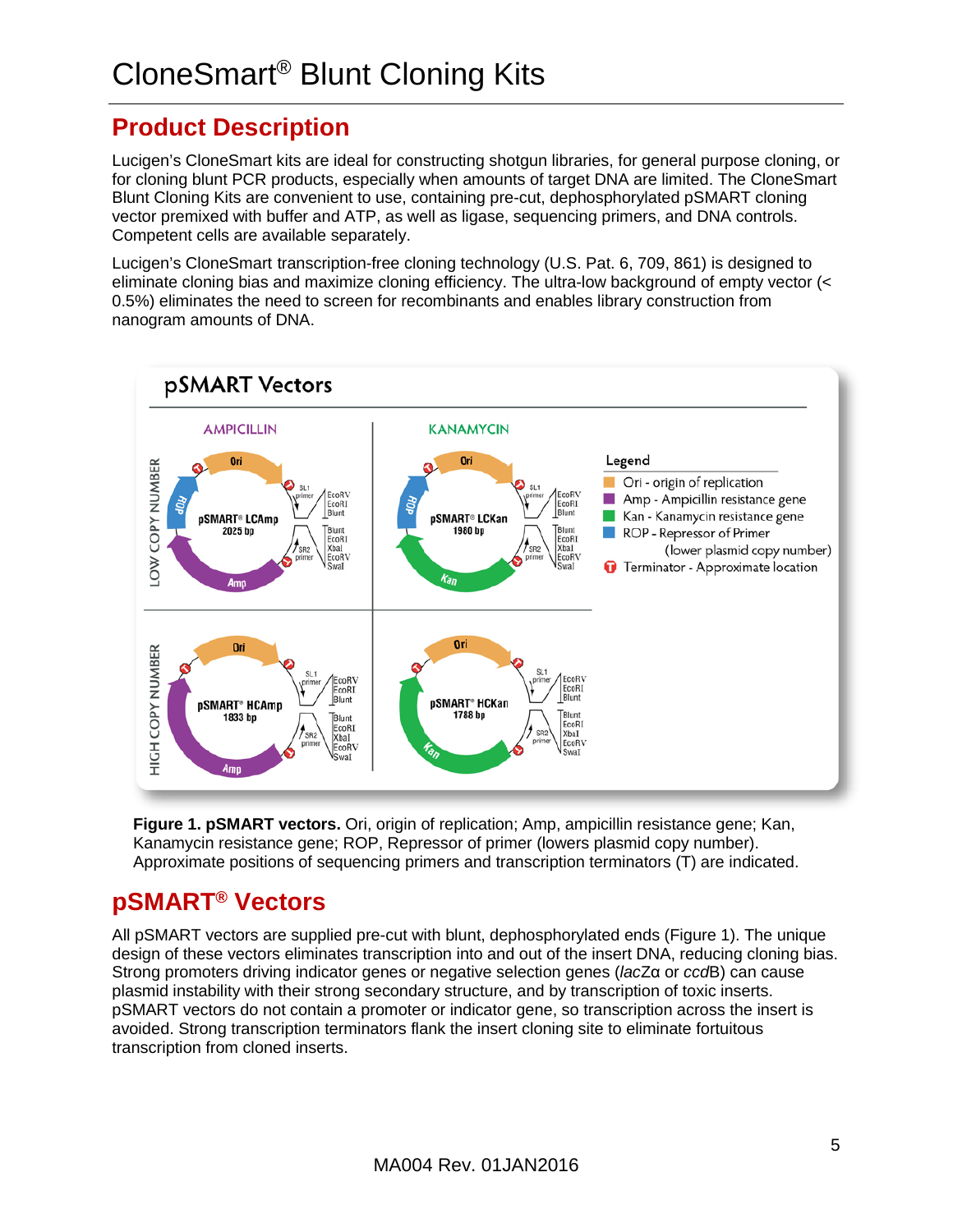# CloneSmart® Blunt Cloning Kits

## Product Description

Lucigen's CloneSmart kits are ideal for constructing shotgun libraries, for general purpose cloning, or for cloning blunt PCR products, especially when amounts of target DNA are limited. The CloneSmart Blunt Cloning Kits are convenient to use, containing pre-cut, dephosphorylated pSMART cloning vector premixed with buffer and ATP, as well as ligase, sequencing primers, and DNA controls. Competent cells are available separately.

Lucigen's CloneSmart transcription-free cloning technology (U.S. Pat. 6, 709, 861) is designed to eliminate cloning bias and maximize cloning efficiency. The ultra-low background of empty vector (< 0.5%) eliminates the need to screen for recombinants and enables library construction from nanogram amounts of DNA.

**Figure 1. pSMART vectors.** Ori, origin of replication; Amp, ampicillin resistance gene; Kan, Kanamycin resistance gene; ROP, Repressor of primer (lowers plasmid copy number). Approximate positions of sequencing primers and transcription terminators (T) are indicated.

## pSMART® Vectors

All pSMART vectors are supplied pre-cut with blunt, dephosphorylated ends (Figure 1). The unique design of these vectors eliminates transcription into and out of the insert DNA, reducing cloning bias. Strong promoters driving indicator genes or negative selection genes (*lac*Zα or *ccd*B) can cause plasmid instability with their strong secondary structure, and by transcription of toxic inserts. pSMART vectors do not contain a promoter or indicator gene, so transcription across the insert is avoided. Strong transcription terminators flank the insert cloning site to eliminate fortuitous transcription from cloned inserts.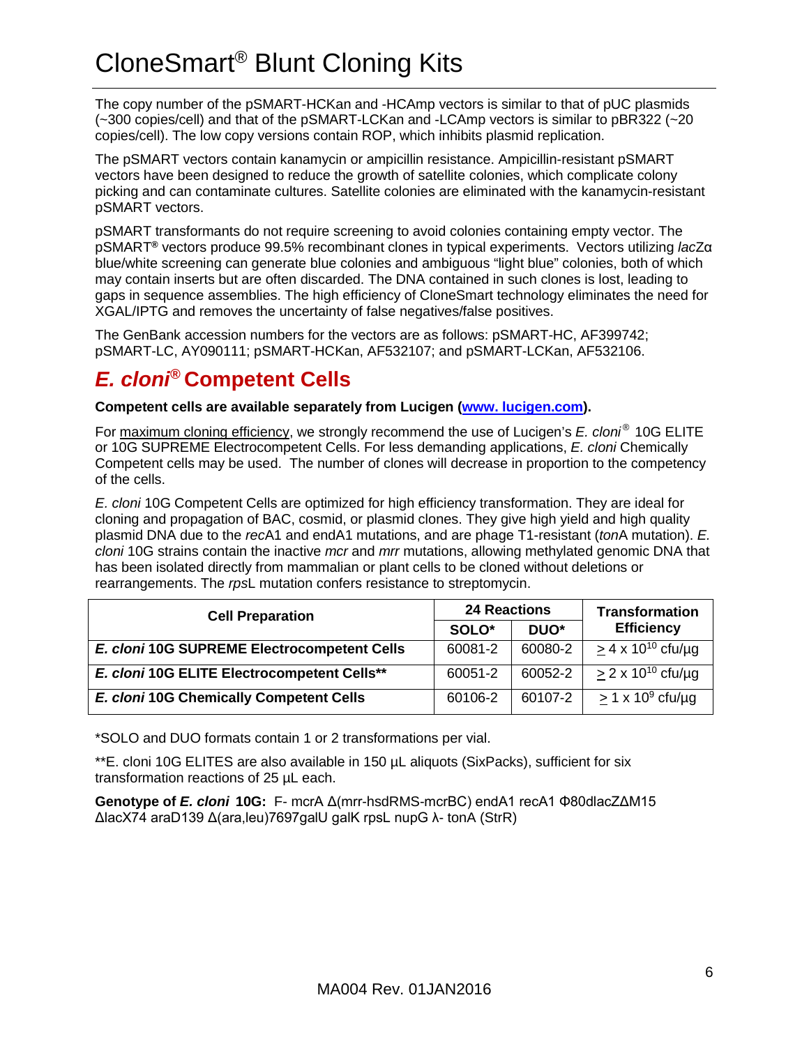The copy number of the pSMART-HCKan and -HCAmp vectors is similar to that of pUC plasmids (~300 copies/cell) and that of the pSMART-LCKan and -LCAmp vectors is similar to pBR322 (~20 copies/cell). The low copy versions contain ROP, which inhibits plasmid replication.

The pSMART vectors contain kanamycin or ampicillin resistance. Ampicillin-resistant pSMART vectors have been designed to reduce the growth of satellite colonies, which complicate colony picking and can contaminate cultures. Satellite colonies are eliminated with the kanamycin-resistant pSMART vectors.

pSMART transformants do not require screening to avoid colonies containing empty vector. The pSMART® vectors produce 99.5% recombinant clones in typical experiments. Vectors utilizing *lac*Zα blue/white screening can generate blue colonies and ambiguous "light blue" colonies, both of which may contain inserts but are often discarded. The DNA contained in such clones is lost, leading to gaps in sequence assemblies. The high efficiency of CloneSmart technology eliminates the need for XGAL/IPTG and removes the uncertainty of false negatives/false positives.

The GenBank accession numbers for the vectors are as follows: pSMART-HC, AF399742; pSMART-LC, AY090111; pSMART-HCKan, AF532107; and pSMART-LCKan, AF532106.

## *E. cloni®* Competent Cells

**Competent cells are available separately from Lucigen (www. lucigen.com).**

For maximum cloning efficiency, we strongly recommend the use of Lucigen's *E. cloni®* 10G ELITE or 10G SUPREME Electrocompetent Cells. For less demanding applications, *E. cloni* Chemically Competent cells may be used. The number of clones will decrease in proportion to the competency of the cells.

*E. cloni* 10G Competent Cells are optimized for high efficiency transformation. They are ideal for cloning and propagation of BAC, cosmid, or plasmid clones. They give high yield and high quality plasmid DNA due to the *rec*A1 and endA1 mutations, and are phage T1-resistant (*ton*A mutation). *E. cloni* 10G strains contain the inactive *mcr* and *mrr* mutations, allowing methylated genomic DNA that has been isolated directly from mammalian or plant cells to be cloned without deletions or rearrangements. The *rps*L mutation confers resistance to streptomycin.

| Cell Preparation | 24 Reactions | | Transformation Efficiency |
|---|---|---|---|
| | SOLO* | DUO* | |
| ***E. cloni* 10G SUPREME Electrocompetent Cells** | 60081-2 | 60080-2 | $\geq 4 \times 10^{10}$ cfu/µg |
| ***E. cloni* 10G ELITE Electrocompetent Cells**** | 60051-2 | 60052-2 | $\geq 2 \times 10^{10}$ cfu/µg |
| ***E. cloni* 10G Chemically Competent Cells** | 60106-2 | 60107-2 | $\geq 1 \times 10^{9}$ cfu/µg |

*SOLO and DUO formats contain 1 or 2 transformations per vial.

**E. cloni 10G ELITES are also available in 150 µL aliquots (SixPacks), sufficient for six transformation reactions of 25 µL each.

**Genotype of *E. cloni* 10G:** F- mcrA Δ(mrr-hsdRMS-mcrBC) endA1 recA1 Φ80dlacZΔM15 ΔlacX74 araD139 Δ(ara,leu)7697galU galK rpsL nupG λ- tonA (StrR)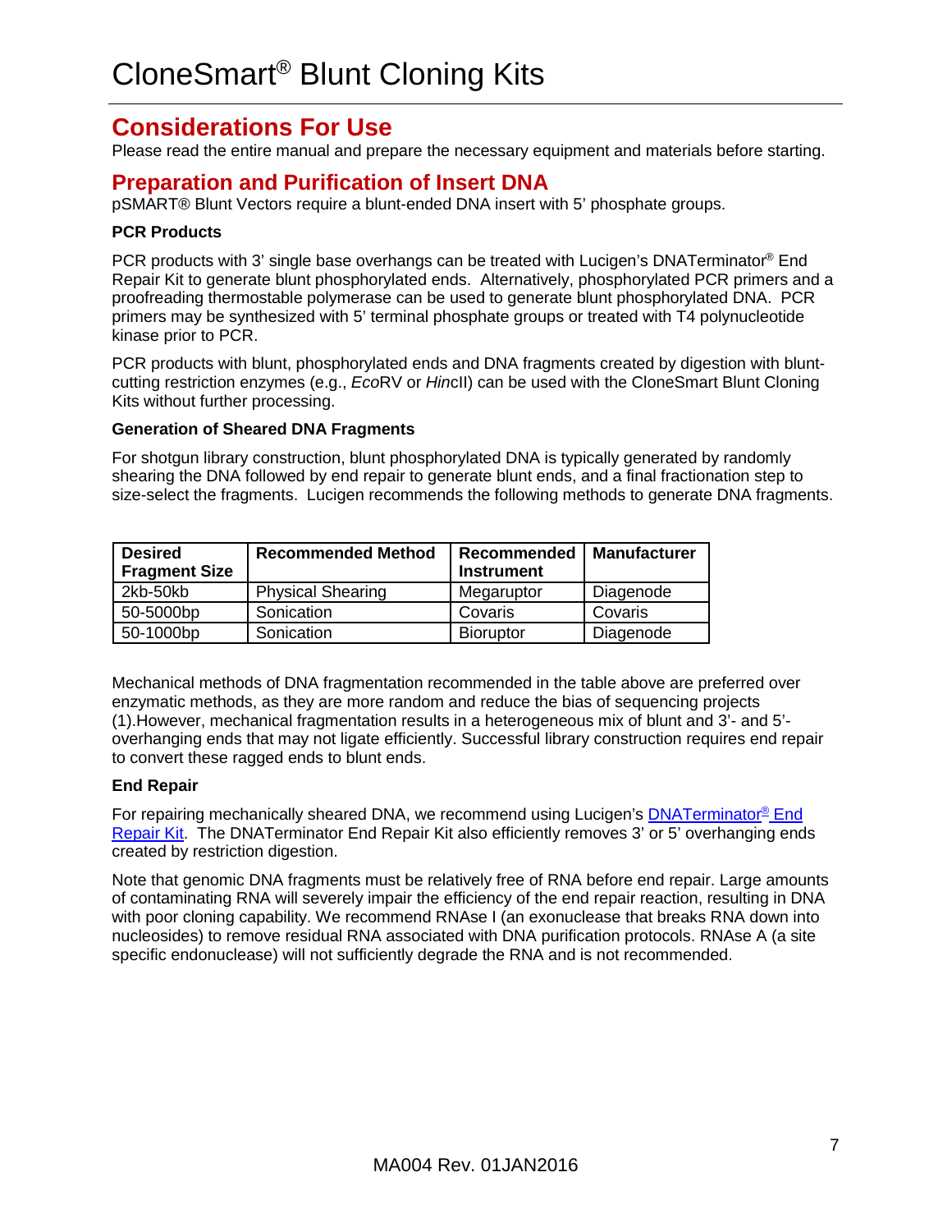# CloneSmart® Blunt Cloning Kits

## Considerations For Use

Please read the entire manual and prepare the necessary equipment and materials before starting.

## Preparation and Purification of Insert DNA

pSMART® Blunt Vectors require a blunt-ended DNA insert with 5' phosphate groups.

### PCR Products

PCR products with 3' single base overhangs can be treated with Lucigen's DNATerminator® End Repair Kit to generate blunt phosphorylated ends. Alternatively, phosphorylated PCR primers and a proofreading thermostable polymerase can be used to generate blunt phosphorylated DNA. PCR primers may be synthesized with 5' terminal phosphate groups or treated with T4 polynucleotide kinase prior to PCR.

PCR products with blunt, phosphorylated ends and DNA fragments created by digestion with blunt-cutting restriction enzymes (e.g., *Eco*RV or *Hin*cII) can be used with the CloneSmart Blunt Cloning Kits without further processing.

### Generation of Sheared DNA Fragments

For shotgun library construction, blunt phosphorylated DNA is typically generated by randomly shearing the DNA followed by end repair to generate blunt ends, and a final fractionation step to size-select the fragments. Lucigen recommends the following methods to generate DNA fragments.

| Desired Fragment Size | Recommended Method | Recommended Instrument | Manufacturer |
|---|---|---|---|
| 2kb-50kb | Physical Shearing | Megaruptor | Diagenode |
| 50-5000bp | Sonication | Covaris | Covaris |
| 50-1000bp | Sonication | Bioruptor | Diagenode |

Mechanical methods of DNA fragmentation recommended in the table above are preferred over enzymatic methods, as they are more random and reduce the bias of sequencing projects (1).However, mechanical fragmentation results in a heterogeneous mix of blunt and 3'- and 5'-overhanging ends that may not ligate efficiently. Successful library construction requires end repair to convert these ragged ends to blunt ends.

### End Repair

For repairing mechanically sheared DNA, we recommend using Lucigen's DNATerminator® End Repair Kit. The DNATerminator End Repair Kit also efficiently removes 3' or 5' overhanging ends created by restriction digestion.

Note that genomic DNA fragments must be relatively free of RNA before end repair. Large amounts of contaminating RNA will severely impair the efficiency of the end repair reaction, resulting in DNA with poor cloning capability. We recommend RNAse I (an exonuclease that breaks RNA down into nucleosides) to remove residual RNA associated with DNA purification protocols. RNAse A (a site specific endonuclease) will not sufficiently degrade the RNA and is not recommended.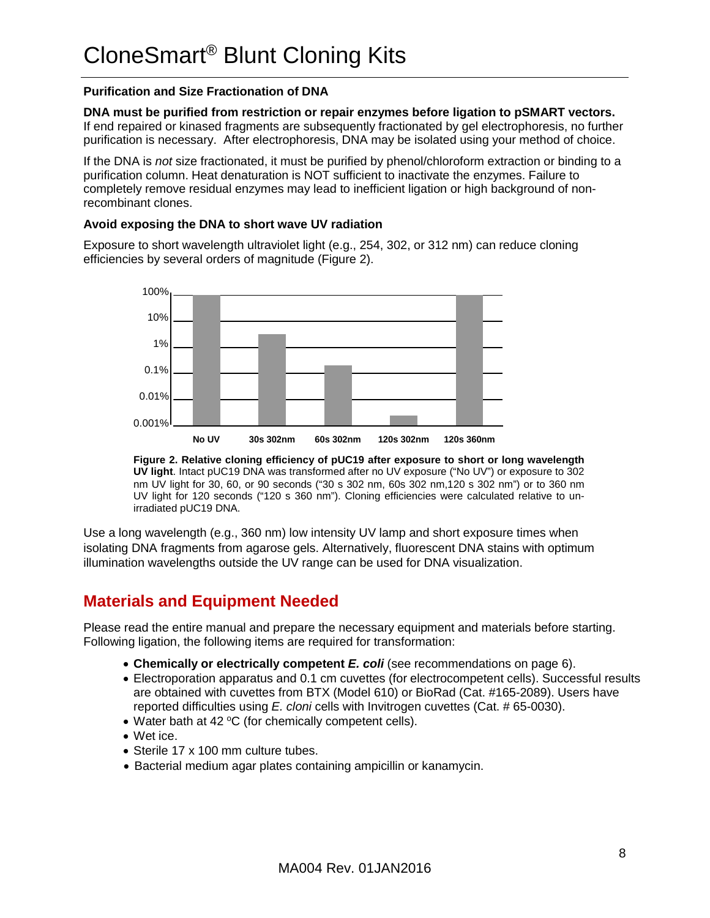# CloneSmart® Blunt Cloning Kits

### Purification and Size Fractionation of DNA

**DNA must be purified from restriction or repair enzymes before ligation to pSMART vectors.** If end repaired or kinased fragments are subsequently fractionated by gel electrophoresis, no further purification is necessary. After electrophoresis, DNA may be isolated using your method of choice.

If the DNA is *not* size fractionated, it must be purified by phenol/chloroform extraction or binding to a purification column. Heat denaturation is NOT sufficient to inactivate the enzymes. Failure to completely remove residual enzymes may lead to inefficient ligation or high background of non-recombinant clones.

### Avoid exposing the DNA to short wave UV radiation

Exposure to short wavelength ultraviolet light (e.g., 254, 302, or 312 nm) can reduce cloning efficiencies by several orders of magnitude (Figure 2).

**Figure 2. Relative cloning efficiency of pUC19 after exposure to short or long wavelength UV light**. Intact pUC19 DNA was transformed after no UV exposure ("No UV") or exposure to 302 nm UV light for 30, 60, or 90 seconds ("30 s 302 nm, 60s 302 nm,120 s 302 nm") or to 360 nm UV light for 120 seconds ("120 s 360 nm"). Cloning efficiencies were calculated relative to un-irradiated pUC19 DNA.

Use a long wavelength (e.g., 360 nm) low intensity UV lamp and short exposure times when isolating DNA fragments from agarose gels. Alternatively, fluorescent DNA stains with optimum illumination wavelengths outside the UV range can be used for DNA visualization.

## Materials and Equipment Needed

Please read the entire manual and prepare the necessary equipment and materials before starting. Following ligation, the following items are required for transformation:

- **Chemically or electrically competent *E. coli*** (see recommendations on page 6).
- Electroporation apparatus and 0.1 cm cuvettes (for electrocompetent cells). Successful results are obtained with cuvettes from BTX (Model 610) or BioRad (Cat. #165-2089). Users have reported difficulties using *E. cloni* cells with Invitrogen cuvettes (Cat. # 65-0030).
- Water bath at 42 ºC (for chemically competent cells).
- Wet ice.
- Sterile 17 x 100 mm culture tubes.
- Bacterial medium agar plates containing ampicillin or kanamycin.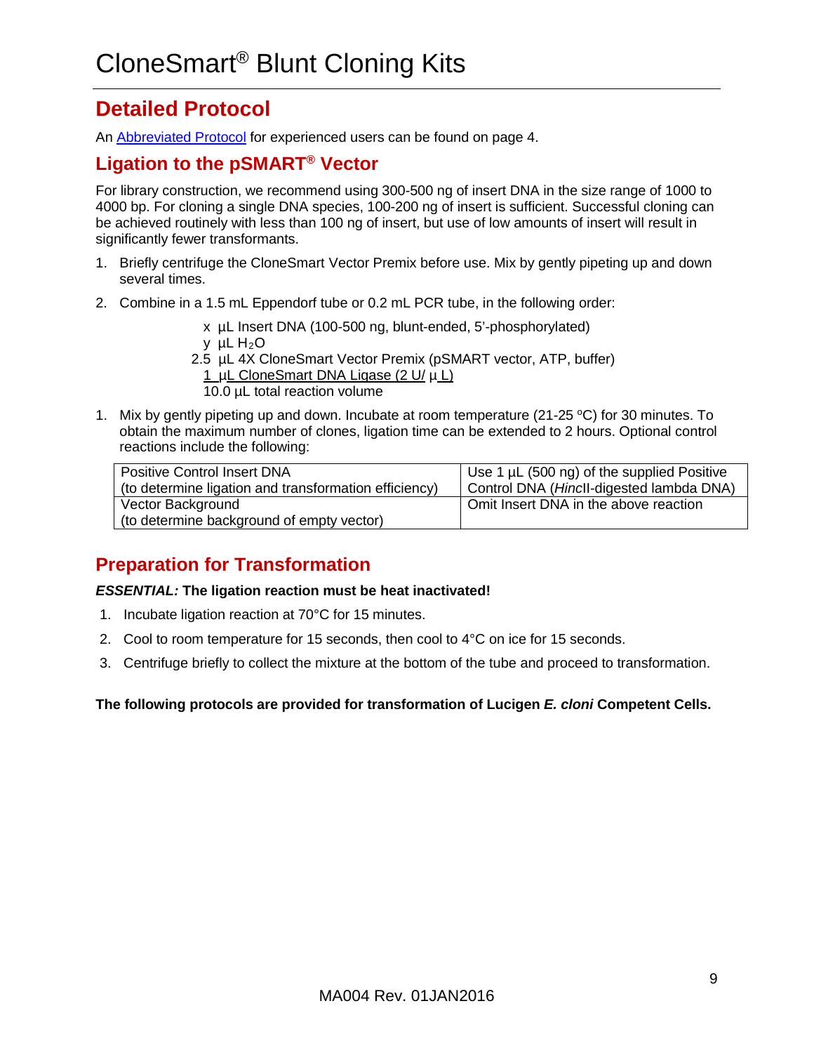# CloneSmart® Blunt Cloning Kits

## Detailed Protocol

An Abbreviated Protocol for experienced users can be found on page 4.

### Ligation to the pSMART® Vector

For library construction, we recommend using 300-500 ng of insert DNA in the size range of 1000 to 4000 bp. For cloning a single DNA species, 100-200 ng of insert is sufficient. Successful cloning can be achieved routinely with less than 100 ng of insert, but use of low amounts of insert will result in significantly fewer transformants.

1. Briefly centrifuge the CloneSmart Vector Premix before use. Mix by gently pipeting up and down several times.
2. Combine in a 1.5 mL Eppendorf tube or 0.2 mL PCR tube, in the following order:

   x µL Insert DNA (100-500 ng, blunt-ended, 5'-phosphorylated)
   y µL $H_2O$
   2.5 µL 4X CloneSmart Vector Premix (pSMART vector, ATP, buffer)
   1 µL CloneSmart DNA Ligase (2 U/ µ L)
   10.0 µL total reaction volume

1. Mix by gently pipeting up and down. Incubate at room temperature (21-25 ºC) for 30 minutes. To obtain the maximum number of clones, ligation time can be extended to 2 hours. Optional control reactions include the following:

| | |
|---|---|
| Positive Control Insert DNA (to determine ligation and transformation efficiency) | Use 1 µL (500 ng) of the supplied Positive Control DNA (*Hinc*II-digested lambda DNA) |
| Vector Background (to determine background of empty vector) | Omit Insert DNA in the above reaction |

## Preparation for Transformation

***ESSENTIAL:*** **The ligation reaction must be heat inactivated!**

1. Incubate ligation reaction at 70°C for 15 minutes.
2. Cool to room temperature for 15 seconds, then cool to 4°C on ice for 15 seconds.
3. Centrifuge briefly to collect the mixture at the bottom of the tube and proceed to transformation.

**The following protocols are provided for transformation of Lucigen *E. cloni* Competent Cells.**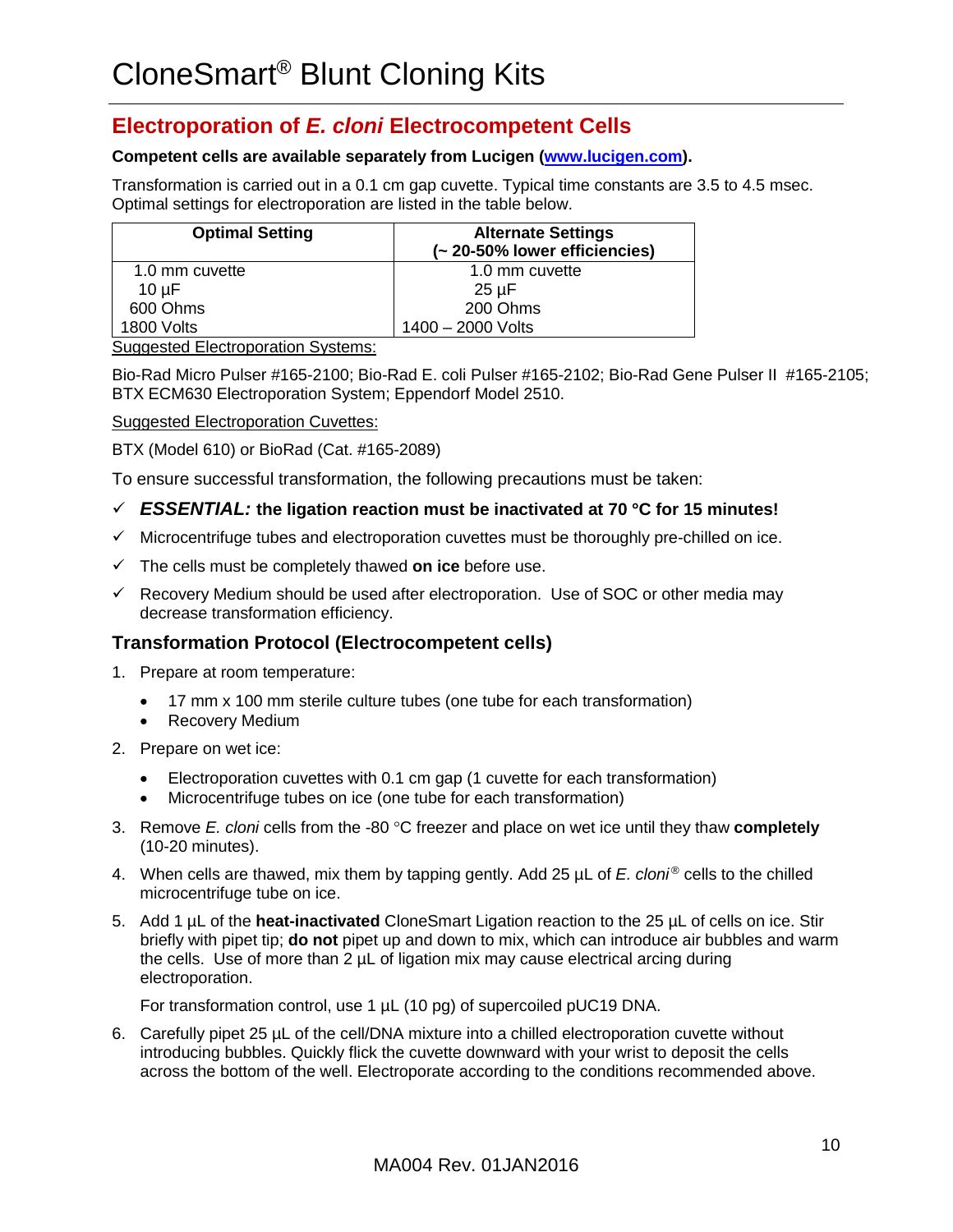# CloneSmart® Blunt Cloning Kits

## Electroporation of *E. cloni* Electrocompetent Cells

**Competent cells are available separately from Lucigen ([www.lucigen.com](http://www.lucigen.com)).**

Transformation is carried out in a 0.1 cm gap cuvette. Typical time constants are 3.5 to 4.5 msec. Optimal settings for electroporation are listed in the table below.

| Optimal Setting | Alternate Settings (~ 20-50% lower efficiencies) |
|---|---|
| 1.0 mm cuvette | 1.0 mm cuvette |
| 10 µF | 25 µF |
| 600 Ohms | 200 Ohms |
| 1800 Volts | 1400 – 2000 Volts |

Suggested Electroporation Systems:

Bio-Rad Micro Pulser #165-2100; Bio-Rad E. coli Pulser #165-2102; Bio-Rad Gene Pulser II #165-2105; BTX ECM630 Electroporation System; Eppendorf Model 2510.

Suggested Electroporation Cuvettes:

BTX (Model 610) or BioRad (Cat. #165-2089)

To ensure successful transformation, the following precautions must be taken:

- ✓ ***ESSENTIAL:*** **the ligation reaction must be inactivated at 70 °C for 15 minutes!**
- ✓ Microcentrifuge tubes and electroporation cuvettes must be thoroughly pre-chilled on ice.
- ✓ The cells must be completely thawed **on ice** before use.
- ✓ Recovery Medium should be used after electroporation. Use of SOC or other media may decrease transformation efficiency.

### Transformation Protocol (Electrocompetent cells)

1. Prepare at room temperature:
   - 17 mm x 100 mm sterile culture tubes (one tube for each transformation)
   - Recovery Medium
2. Prepare on wet ice:
   - Electroporation cuvettes with 0.1 cm gap (1 cuvette for each transformation)
   - Microcentrifuge tubes on ice (one tube for each transformation)
3. Remove *E. cloni* cells from the -80 °C freezer and place on wet ice until they thaw **completely** (10-20 minutes).
4. When cells are thawed, mix them by tapping gently. Add 25 µL of *E. cloni*® cells to the chilled microcentrifuge tube on ice.
5. Add 1 µL of the **heat-inactivated** CloneSmart Ligation reaction to the 25 µL of cells on ice. Stir briefly with pipet tip; **do not** pipet up and down to mix, which can introduce air bubbles and warm the cells. Use of more than 2 µL of ligation mix may cause electrical arcing during electroporation.

   For transformation control, use 1 µL (10 pg) of supercoiled pUC19 DNA.
6. Carefully pipet 25 µL of the cell/DNA mixture into a chilled electroporation cuvette without introducing bubbles. Quickly flick the cuvette downward with your wrist to deposit the cells across the bottom of the well. Electroporate according to the conditions recommended above.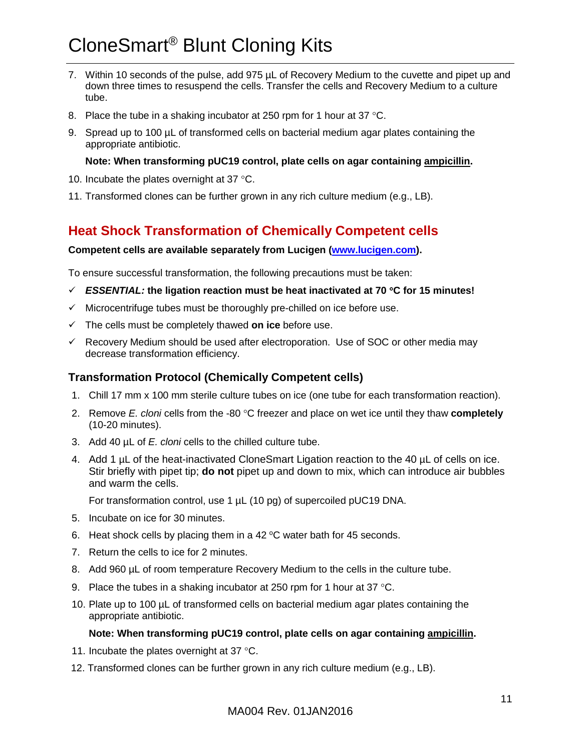7. Within 10 seconds of the pulse, add 975 µL of Recovery Medium to the cuvette and pipet up and down three times to resuspend the cells. Transfer the cells and Recovery Medium to a culture tube.
8. Place the tube in a shaking incubator at 250 rpm for 1 hour at 37 °C.
9. Spread up to 100 µL of transformed cells on bacterial medium agar plates containing the appropriate antibiotic.

   **Note: When transforming pUC19 control, plate cells on agar containing ampicillin.**

10. Incubate the plates overnight at 37 °C.
11. Transformed clones can be further grown in any rich culture medium (e.g., LB).

## Heat Shock Transformation of Chemically Competent cells

**Competent cells are available separately from Lucigen (www.lucigen.com).**

To ensure successful transformation, the following precautions must be taken:

- ✓ ***ESSENTIAL:* the ligation reaction must be heat inactivated at 70 °C for 15 minutes!**
- ✓ Microcentrifuge tubes must be thoroughly pre-chilled on ice before use.
- ✓ The cells must be completely thawed **on ice** before use.
- ✓ Recovery Medium should be used after electroporation. Use of SOC or other media may decrease transformation efficiency.

### Transformation Protocol (Chemically Competent cells)

1. Chill 17 mm x 100 mm sterile culture tubes on ice (one tube for each transformation reaction).
2. Remove *E. cloni* cells from the -80 °C freezer and place on wet ice until they thaw **completely** (10-20 minutes).
3. Add 40 µL of *E. cloni* cells to the chilled culture tube.
4. Add 1 µL of the heat-inactivated CloneSmart Ligation reaction to the 40 µL of cells on ice. Stir briefly with pipet tip; **do not** pipet up and down to mix, which can introduce air bubbles and warm the cells.

   For transformation control, use 1 µL (10 pg) of supercoiled pUC19 DNA.

5. Incubate on ice for 30 minutes.
6. Heat shock cells by placing them in a 42 °C water bath for 45 seconds.
7. Return the cells to ice for 2 minutes.
8. Add 960 µL of room temperature Recovery Medium to the cells in the culture tube.
9. Place the tubes in a shaking incubator at 250 rpm for 1 hour at 37 °C.
10. Plate up to 100 µL of transformed cells on bacterial medium agar plates containing the appropriate antibiotic.

    **Note: When transforming pUC19 control, plate cells on agar containing ampicillin.**

11. Incubate the plates overnight at 37 °C.
12. Transformed clones can be further grown in any rich culture medium (e.g., LB).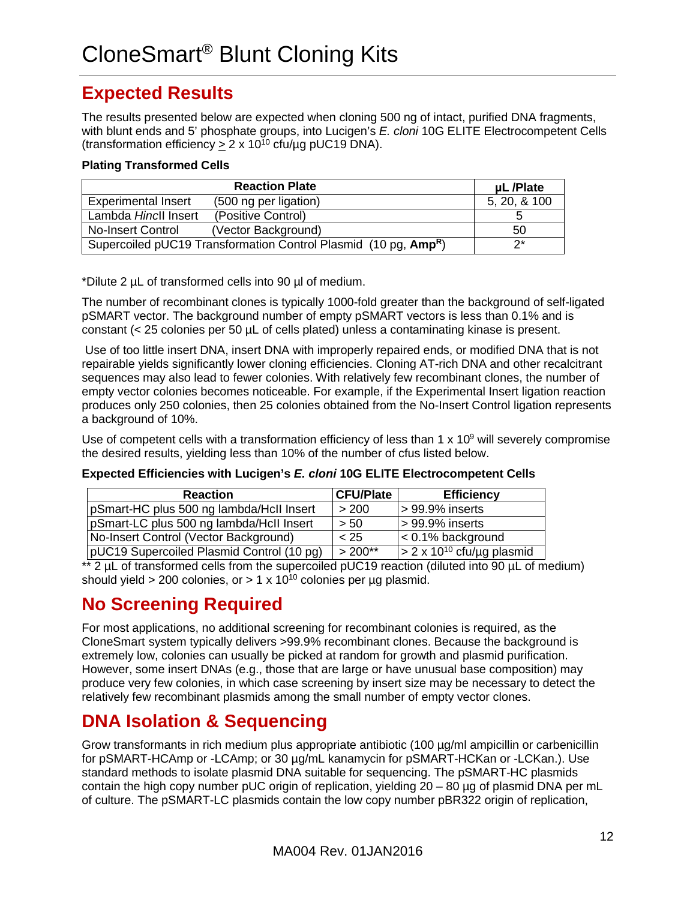# CloneSmart® Blunt Cloning Kits

## Expected Results

The results presented below are expected when cloning 500 ng of intact, purified DNA fragments, with blunt ends and 5' phosphate groups, into Lucigen's *E. cloni* 10G ELITE Electrocompetent Cells (transformation efficiency $\geq 2 \times 10^{10}$ cfu/µg pUC19 DNA).

**Plating Transformed Cells**

| Reaction Plate | | µL /Plate |
|---|---|---|
| Experimental Insert | (500 ng per ligation) | 5, 20, & 100 |
| Lambda *Hinc*II Insert | (Positive Control) | 5 |
| No-Insert Control | (Vector Background) | 50 |
| Supercoiled pUC19 Transformation Control Plasmid (10 pg, **Amp^R^**) | | 2* |

*Dilute 2 µL of transformed cells into 90 µl of medium.

The number of recombinant clones is typically 1000-fold greater than the background of self-ligated pSMART vector. The background number of empty pSMART vectors is less than 0.1% and is constant (< 25 colonies per 50 µL of cells plated) unless a contaminating kinase is present.

Use of too little insert DNA, insert DNA with improperly repaired ends, or modified DNA that is not repairable yields significantly lower cloning efficiencies. Cloning AT-rich DNA and other recalcitrant sequences may also lead to fewer colonies. With relatively few recombinant clones, the number of empty vector colonies becomes noticeable. For example, if the Experimental Insert ligation reaction produces only 250 colonies, then 25 colonies obtained from the No-Insert Control ligation represents a background of 10%.

Use of competent cells with a transformation efficiency of less than $1 \times 10^9$ will severely compromise the desired results, yielding less than 10% of the number of cfus listed below.

**Expected Efficiencies with Lucigen's *E. cloni* 10G ELITE Electrocompetent Cells**

| Reaction | CFU/Plate | Efficiency |
|---|---|---|
| pSmart-HC plus 500 ng lambda/HcII Insert | > 200 | > 99.9% inserts |
| pSmart-LC plus 500 ng lambda/HcII Insert | > 50 | > 99.9% inserts |
| No-Insert Control (Vector Background) | < 25 | < 0.1% background |
| pUC19 Supercoiled Plasmid Control (10 pg) | > 200** | $> 2 \times 10^{10}$ cfu/µg plasmid |

** 2 µL of transformed cells from the supercoiled pUC19 reaction (diluted into 90 µL of medium) should yield > 200 colonies, or $> 1 \times 10^{10}$ colonies per µg plasmid.

## No Screening Required

For most applications, no additional screening for recombinant colonies is required, as the CloneSmart system typically delivers >99.9% recombinant clones. Because the background is extremely low, colonies can usually be picked at random for growth and plasmid purification. However, some insert DNAs (e.g., those that are large or have unusual base composition) may produce very few colonies, in which case screening by insert size may be necessary to detect the relatively few recombinant plasmids among the small number of empty vector clones.

## DNA Isolation & Sequencing

Grow transformants in rich medium plus appropriate antibiotic (100 µg/ml ampicillin or carbenicillin for pSMART-HCAmp or -LCAmp; or 30 µg/mL kanamycin for pSMART-HCKan or -LCKan.). Use standard methods to isolate plasmid DNA suitable for sequencing. The pSMART-HC plasmids contain the high copy number pUC origin of replication, yielding 20 – 80 µg of plasmid DNA per mL of culture. The pSMART-LC plasmids contain the low copy number pBR322 origin of replication,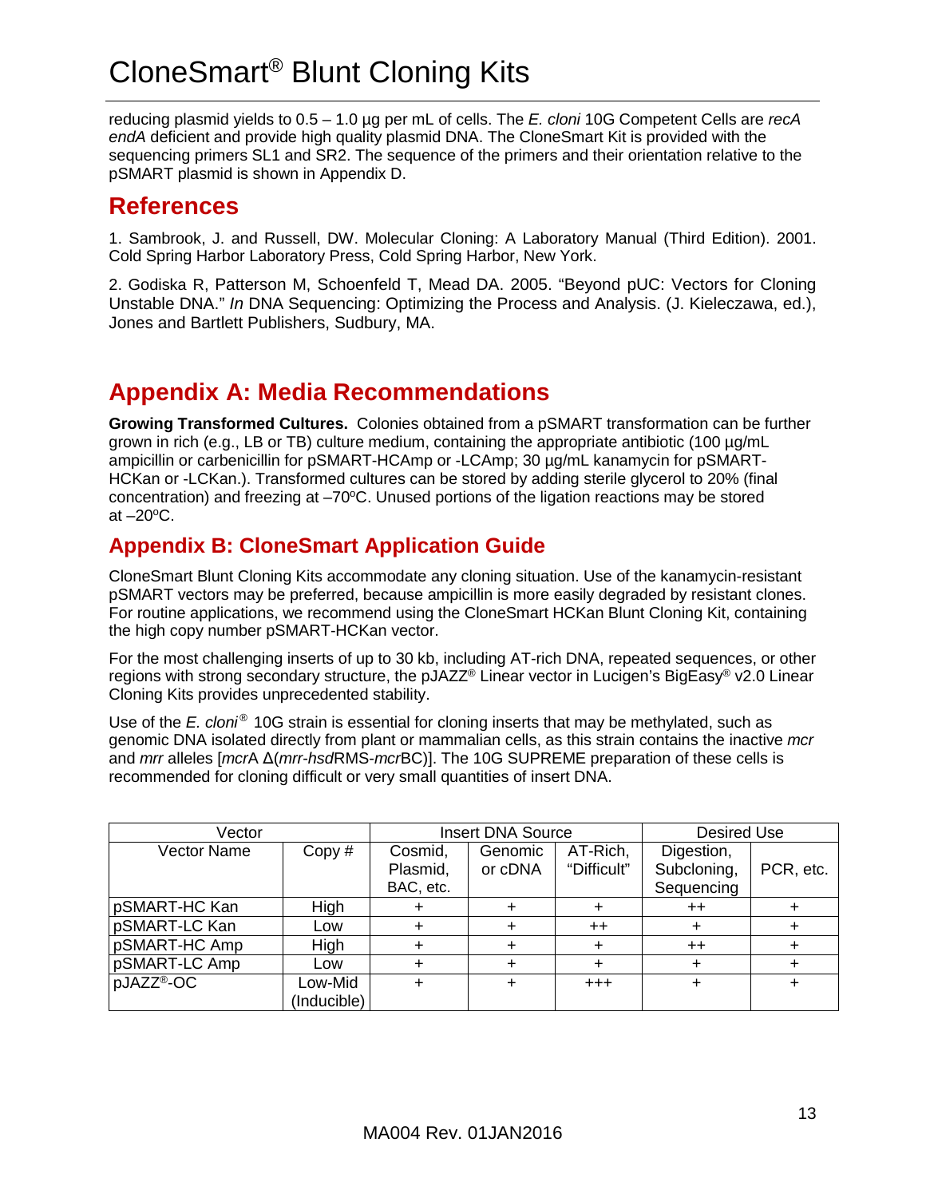reducing plasmid yields to 0.5 – 1.0 µg per mL of cells. The *E. cloni* 10G Competent Cells are *recA endA* deficient and provide high quality plasmid DNA. The CloneSmart Kit is provided with the sequencing primers SL1 and SR2. The sequence of the primers and their orientation relative to the pSMART plasmid is shown in Appendix D.

## References

1. Sambrook, J. and Russell, DW. Molecular Cloning: A Laboratory Manual (Third Edition). 2001. Cold Spring Harbor Laboratory Press, Cold Spring Harbor, New York.

2. Godiska R, Patterson M, Schoenfeld T, Mead DA. 2005. "Beyond pUC: Vectors for Cloning Unstable DNA." *In* DNA Sequencing: Optimizing the Process and Analysis. (J. Kieleczawa, ed.), Jones and Bartlett Publishers, Sudbury, MA.

# Appendix A: Media Recommendations

**Growing Transformed Cultures.** Colonies obtained from a pSMART transformation can be further grown in rich (e.g., LB or TB) culture medium, containing the appropriate antibiotic (100 µg/mL ampicillin or carbenicillin for pSMART-HCAmp or -LCAmp; 30 µg/mL kanamycin for pSMART-HCKan or -LCKan.). Transformed cultures can be stored by adding sterile glycerol to 20% (final concentration) and freezing at –70ºC. Unused portions of the ligation reactions may be stored at –20ºC.

## Appendix B: CloneSmart Application Guide

CloneSmart Blunt Cloning Kits accommodate any cloning situation. Use of the kanamycin-resistant pSMART vectors may be preferred, because ampicillin is more easily degraded by resistant clones. For routine applications, we recommend using the CloneSmart HCKan Blunt Cloning Kit, containing the high copy number pSMART-HCKan vector.

For the most challenging inserts of up to 30 kb, including AT-rich DNA, repeated sequences, or other regions with strong secondary structure, the pJAZZ® Linear vector in Lucigen's BigEasy® v2.0 Linear Cloning Kits provides unprecedented stability.

Use of the *E. cloni®* 10G strain is essential for cloning inserts that may be methylated, such as genomic DNA isolated directly from plant or mammalian cells, as this strain contains the inactive *mcr* and *mrr* alleles [*mcr*A Δ(*mrr-hsd*RMS-*mcr*BC)]. The 10G SUPREME preparation of these cells is recommended for cloning difficult or very small quantities of insert DNA.

| Vector | | Insert DNA Source | | | Desired Use | |
|---|---|---|---|---|---|---|
| Vector Name | Copy # | Cosmid, Plasmid, BAC, etc. | Genomic or cDNA | AT-Rich, "Difficult" | Digestion, Subcloning, Sequencing | PCR, etc. |
| pSMART-HC Kan | High | + | + | + | ++ | + |
| pSMART-LC Kan | Low | + | + | ++ | + | + |
| pSMART-HC Amp | High | + | + | + | ++ | + |
| pSMART-LC Amp | Low | + | + | + | + | + |
| pJAZZ®-OC | Low-Mid (Inducible) | + | + | +++ | + | + |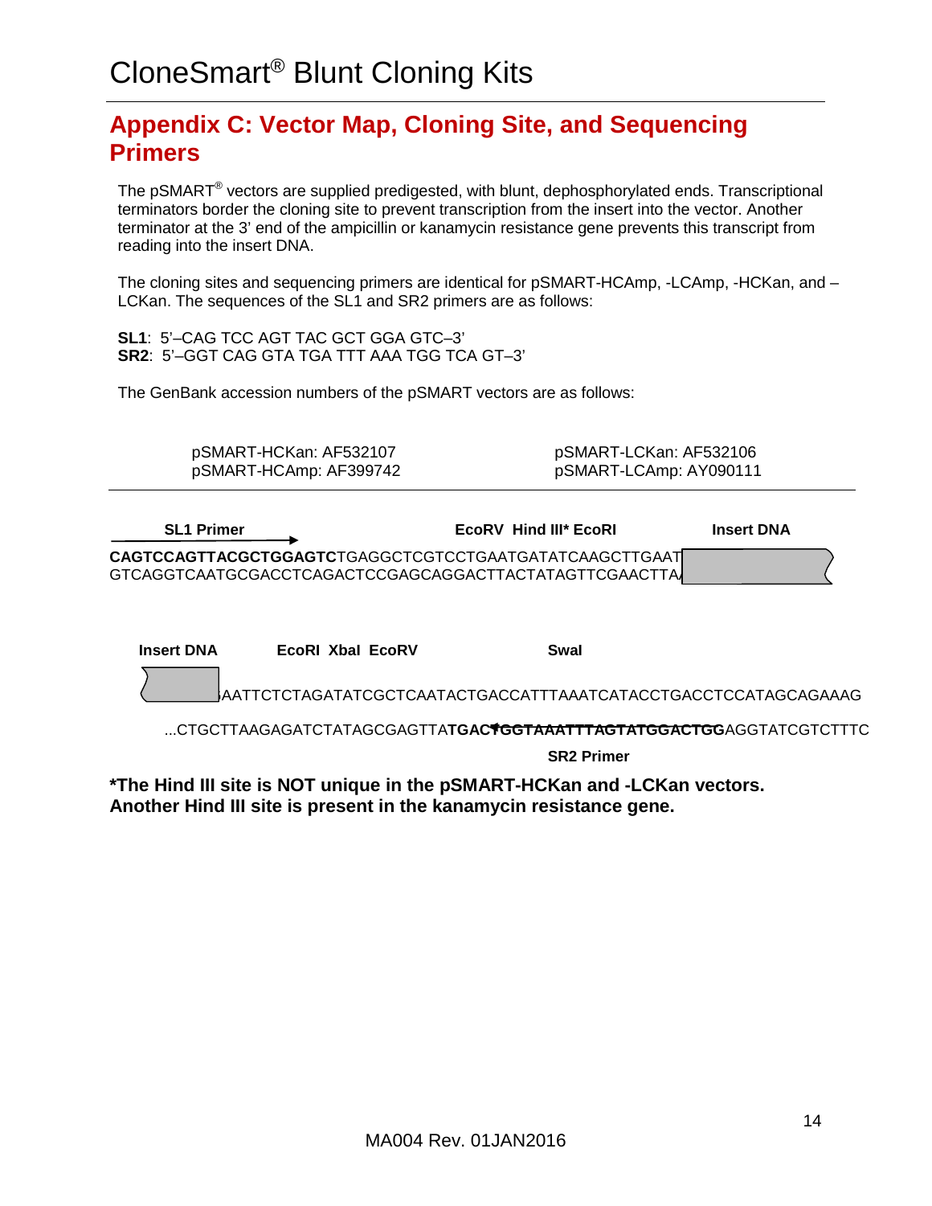# Appendix C: Vector Map, Cloning Site, and Sequencing Primers

The pSMART® vectors are supplied predigested, with blunt, dephosphorylated ends. Transcriptional terminators border the cloning site to prevent transcription from the insert into the vector. Another terminator at the 3' end of the ampicillin or kanamycin resistance gene prevents this transcript from reading into the insert DNA.

The cloning sites and sequencing primers are identical for pSMART-HCAmp, -LCAmp, -HCKan, and –LCKan. The sequences of the SL1 and SR2 primers are as follows:

**SL1**: 5'–CAG TCC AGT TAC GCT GGA GTC–3'
**SR2**: 5'–GGT CAG GTA TGA TTT AAA TGG TCA GT–3'

The GenBank accession numbers of the pSMART vectors are as follows:

pSMART-HCKan: AF532107
pSMART-HCAmp: AF399742
pSMART-LCKan: AF532106
pSMART-LCAmp: AY090111

**SL1 Primer** → **EcoRV Hind III* EcoRI** **Insert DNA**

```
CAGTCCAGTTACGCTGGAGTCTGAGGCTCGTCCTGAATGATATCAAGCTTGAAT [Insert DNA]
GTCAGGTCAATGCGACCTCAGACTCCGAGCAGGACTTACTATAGTTCGAACTTA [Insert DNA]
```

(Bold in top strand: **CAGTCCAGTTACGCTGGAGTC**)

**Insert DNA** **EcoRI XbaI EcoRV** **SwaI**

```
[Insert DNA] AATTCTCTAGATATCGCTCAATACTGACCATTTAAATCATACCTGACCTCCATAGCAGAAAG
...CTGCTTAAGAGATCTATAGCGAGTTATGACTGGTAAATTTAGTATGGACTGGAGGTATCGTCTTTC
```

(Bold in bottom strand: **TGACTGGTAAATTTAGTATGGACTGG**) ← **SR2 Primer**

**\*The Hind III site is NOT unique in the pSMART-HCKan and -LCKan vectors. Another Hind III site is present in the kanamycin resistance gene.**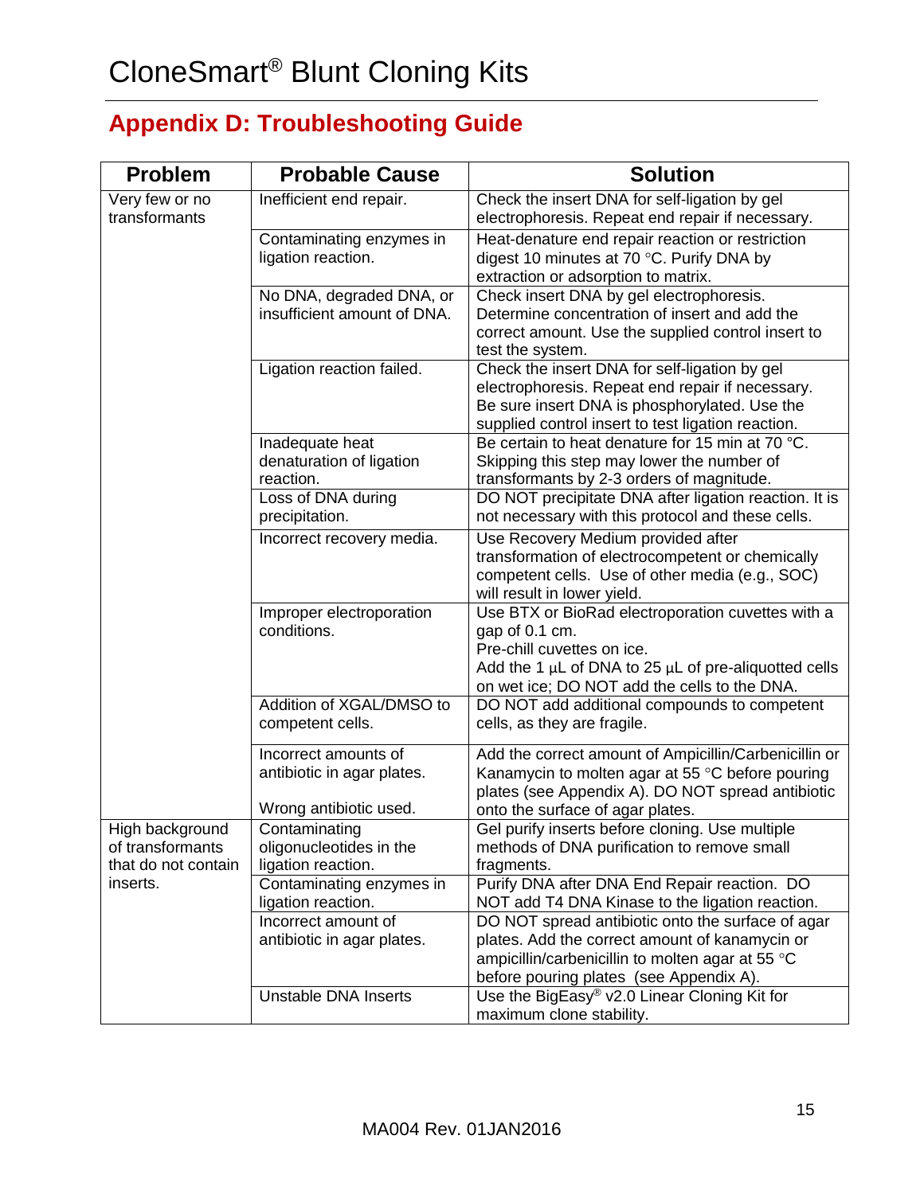# CloneSmart® Blunt Cloning Kits

## Appendix D: Troubleshooting Guide

| Problem | Probable Cause | Solution |
|---|---|---|
| Very few or no transformants | Inefficient end repair. | Check the insert DNA for self-ligation by gel electrophoresis. Repeat end repair if necessary. |
| | Contaminating enzymes in ligation reaction. | Heat-denature end repair reaction or restriction digest 10 minutes at 70 °C. Purify DNA by extraction or adsorption to matrix. |
| | No DNA, degraded DNA, or insufficient amount of DNA. | Check insert DNA by gel electrophoresis. Determine concentration of insert and add the correct amount. Use the supplied control insert to test the system. |
| | Ligation reaction failed. | Check the insert DNA for self-ligation by gel electrophoresis. Repeat end repair if necessary. Be sure insert DNA is phosphorylated. Use the supplied control insert to test ligation reaction. |
| | Inadequate heat denaturation of ligation reaction. | Be certain to heat denature for 15 min at 70 °C. Skipping this step may lower the number of transformants by 2-3 orders of magnitude. |
| | Loss of DNA during precipitation. | DO NOT precipitate DNA after ligation reaction. It is not necessary with this protocol and these cells. |
| | Incorrect recovery media. | Use Recovery Medium provided after transformation of electrocompetent or chemically competent cells. Use of other media (e.g., SOC) will result in lower yield. |
| | Improper electroporation conditions. | Use BTX or BioRad electroporation cuvettes with a gap of 0.1 cm.<br>Pre-chill cuvettes on ice.<br>Add the 1 µL of DNA to 25 µL of pre-aliquotted cells on wet ice; DO NOT add the cells to the DNA. |
| | Addition of XGAL/DMSO to competent cells. | DO NOT add additional compounds to competent cells, as they are fragile. |
| | Incorrect amounts of antibiotic in agar plates.<br><br>Wrong antibiotic used. | Add the correct amount of Ampicillin/Carbenicillin or Kanamycin to molten agar at 55 °C before pouring plates (see Appendix A). DO NOT spread antibiotic onto the surface of agar plates. |
| High background of transformants that do not contain inserts. | Contaminating oligonucleotides in the ligation reaction. | Gel purify inserts before cloning. Use multiple methods of DNA purification to remove small fragments. |
| | Contaminating enzymes in ligation reaction. | Purify DNA after DNA End Repair reaction. DO NOT add T4 DNA Kinase to the ligation reaction. |
| | Incorrect amount of antibiotic in agar plates. | DO NOT spread antibiotic onto the surface of agar plates. Add the correct amount of kanamycin or ampicillin/carbenicillin to molten agar at 55 °C before pouring plates (see Appendix A). |
| | Unstable DNA Inserts | Use the BigEasy® v2.0 Linear Cloning Kit for maximum clone stability. |

MA004 Rev. 01JAN2016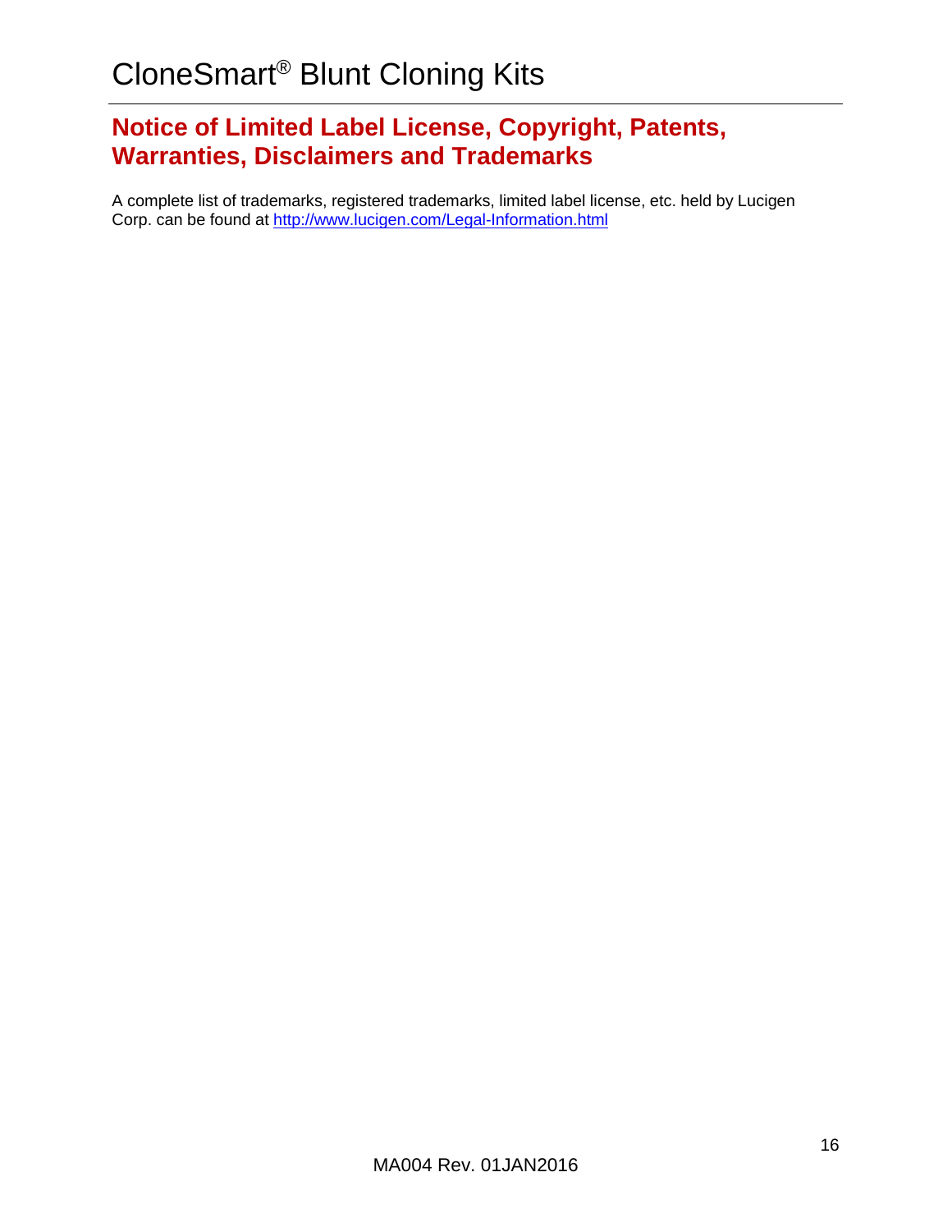## Notice of Limited Label License, Copyright, Patents, Warranties, Disclaimers and Trademarks

A complete list of trademarks, registered trademarks, limited label license, etc. held by Lucigen Corp. can be found at [http://www.lucigen.com/Legal-Information.html](http://www.lucigen.com/Legal-Information.html)